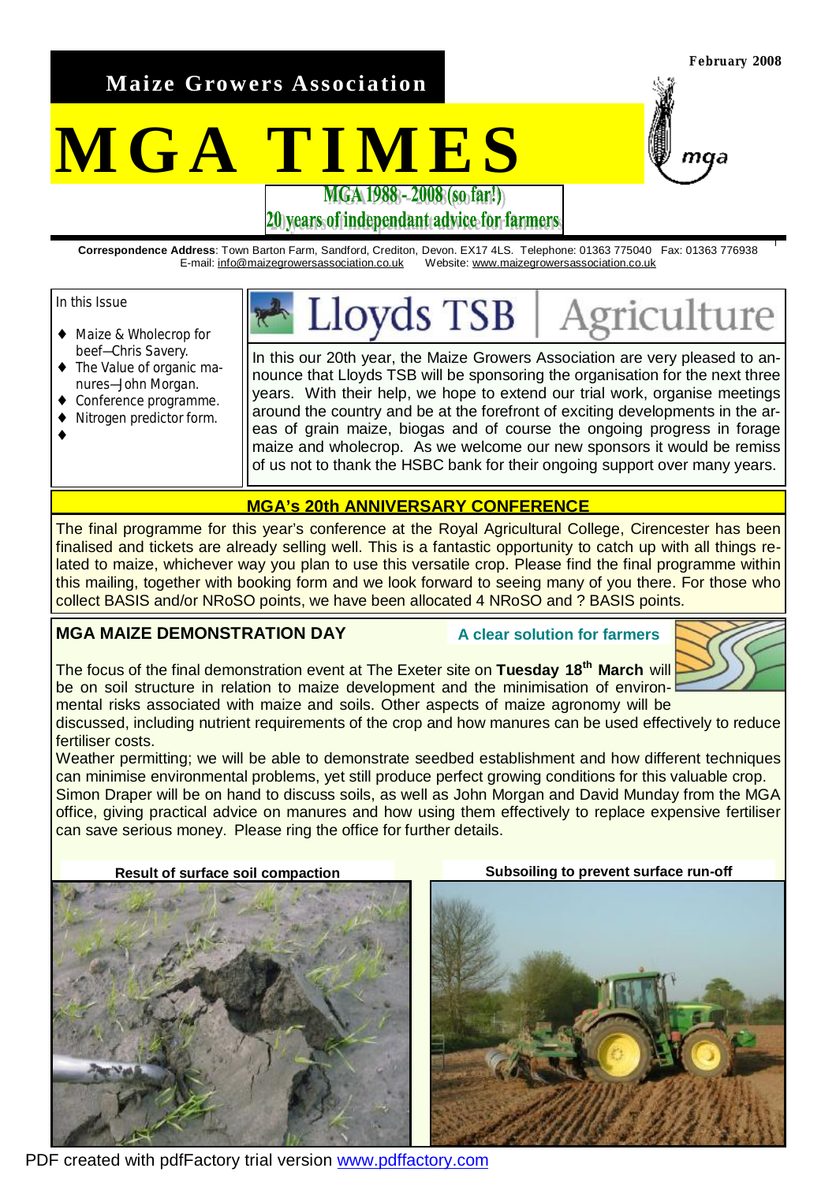**Maize Growers Association**

February 2008

# MGA TIMES

**MGA 1988 - 2008 (so far!)**
**20 years of independant advice for farmers**

**Correspondence Address**: Town Barton Farm, Sandford, Crediton, Devon. EX17 4LS. Telephone: 01363 775040 Fax: 01363 776938
E-mail: info@maizegrowersassociation.co.uk Website: www.maizegrowersassociation.co.uk

In this Issue

- Maize & Wholecrop for beef—Chris Savery.
- The Value of organic manures—John Morgan.
- Conference programme.
- Nitrogen predictor form.

**Lloyds TSB | Agriculture**

In this our 20th year, the Maize Growers Association are very pleased to announce that Lloyds TSB will be sponsoring the organisation for the next three years. With their help, we hope to extend our trial work, organise meetings around the country and be at the forefront of exciting developments in the areas of grain maize, biogas and of course the ongoing progress in forage maize and wholecrop. As we welcome our new sponsors it would be remiss of us not to thank the HSBC bank for their ongoing support over many years.

## MGA's 20th ANNIVERSARY CONFERENCE

The final programme for this year's conference at the Royal Agricultural College, Cirencester has been finalised and tickets are already selling well. This is a fantastic opportunity to catch up with all things related to maize, whichever way you plan to use this versatile crop. Please find the final programme within this mailing, together with booking form and we look forward to seeing many of you there. For those who collect BASIS and/or NRoSO points, we have been allocated 4 NRoSO and ? BASIS points.

## MGA MAIZE DEMONSTRATION DAY

**A clear solution for farmers**

The focus of the final demonstration event at The Exeter site on **Tuesday 18th March** will be on soil structure in relation to maize development and the minimisation of environmental risks associated with maize and soils. Other aspects of maize agronomy will be discussed, including nutrient requirements of the crop and how manures can be used effectively to reduce fertiliser costs.

Weather permitting; we will be able to demonstrate seedbed establishment and how different techniques can minimise environmental problems, yet still produce perfect growing conditions for this valuable crop. Simon Draper will be on hand to discuss soils, as well as John Morgan and David Munday from the MGA office, giving practical advice on manures and how using them effectively to replace expensive fertiliser can save serious money. Please ring the office for further details.

**Result of surface soil compaction**

**Subsoiling to prevent surface run-off**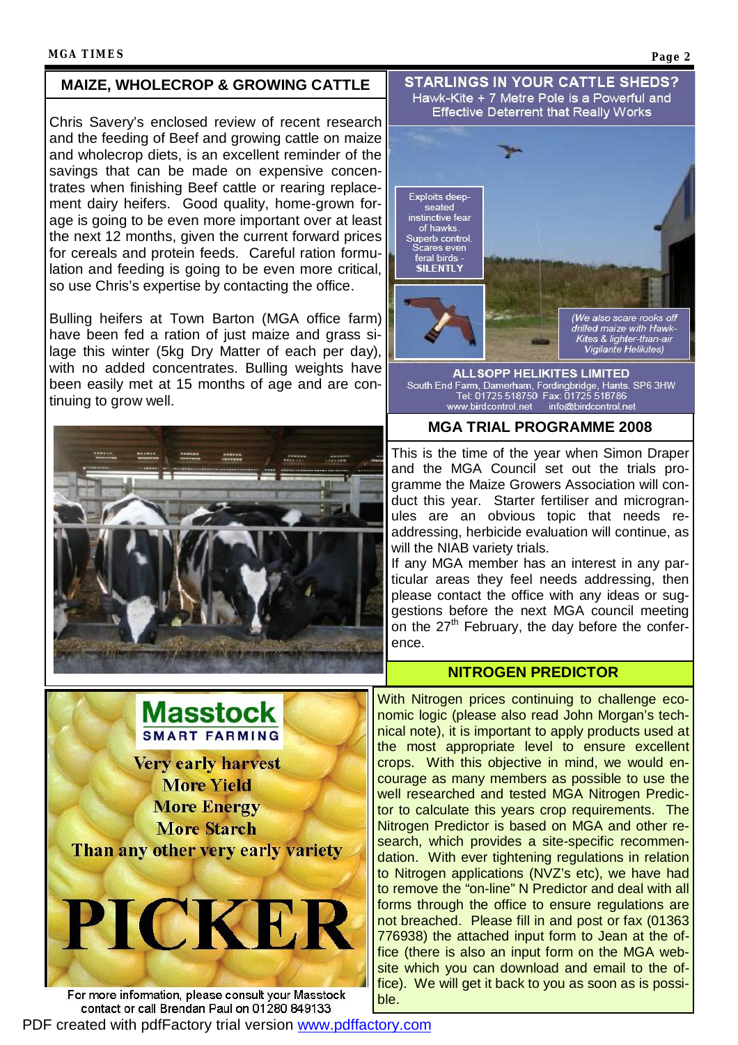## MAIZE, WHOLECROP & GROWING CATTLE

Chris Savery's enclosed review of recent research and the feeding of Beef and growing cattle on maize and wholecrop diets, is an excellent reminder of the savings that can be made on expensive concentrates when finishing Beef cattle or rearing replacement dairy heifers. Good quality, home-grown forage is going to be even more important over at least the next 12 months, given the current forward prices for cereals and protein feeds. Careful ration formulation and feeding is going to be even more critical, so use Chris's expertise by contacting the office.

Bulling heifers at Town Barton (MGA office farm) have been fed a ration of just maize and grass silage this winter (5kg Dry Matter of each per day), with no added concentrates. Bulling weights have been easily met at 15 months of age and are continuing to grow well.

**STARLINGS IN YOUR CATTLE SHEDS?**
Hawk-Kite + 7 Metre Pole is a Powerful and Effective Deterrent that Really Works

Exploits deep-seated instinctive fear of hawks. Superb control. Scares even feral birds - SILENTLY

*(We also scare rooks off drilled maize with Hawk-Kites & lighter-than-air Vigilante Helikites)*

**ALLSOPP HELIKITES LIMITED**
South End Farm, Damerham, Fordingbridge, Hants. SP6 3HW
Tel: 01725 518750 Fax: 01725 518786
www.birdcontrol.net info@birdcontrol.net

## MGA TRIAL PROGRAMME 2008

This is the time of the year when Simon Draper and the MGA Council set out the trials programme the Maize Growers Association will conduct this year. Starter fertiliser and microgranules are an obvious topic that needs re-addressing, herbicide evaluation will continue, as will the NIAB variety trials.

If any MGA member has an interest in any particular areas they feel needs addressing, then please contact the office with any ideas or suggestions before the next MGA council meeting on the 27th February, the day before the conference.

## NITROGEN PREDICTOR

With Nitrogen prices continuing to challenge economic logic (please also read John Morgan's technical note), it is important to apply products used at the most appropriate level to ensure excellent crops. With this objective in mind, we would encourage as many members as possible to use the well researched and tested MGA Nitrogen Predictor to calculate this years crop requirements. The Nitrogen Predictor is based on MGA and other research, which provides a site-specific recommendation. With ever tightening regulations in relation to Nitrogen applications (NVZ's etc), we have had to remove the "on-line" N Predictor and deal with all forms through the office to ensure regulations are not breached. Please fill in and post or fax (01363 776938) the attached input form to Jean at the office (there is also an input form on the MGA website which you can download and email to the office). We will get it back to you as soon as is possible.

**Masstock**
SMART FARMING

**Very early harvest**
**More Yield**
**More Energy**
**More Starch**
**Than any other very early variety**

**PICKER**

For more information, please consult your Masstock contact or call Brendan Paul on 01280 849133